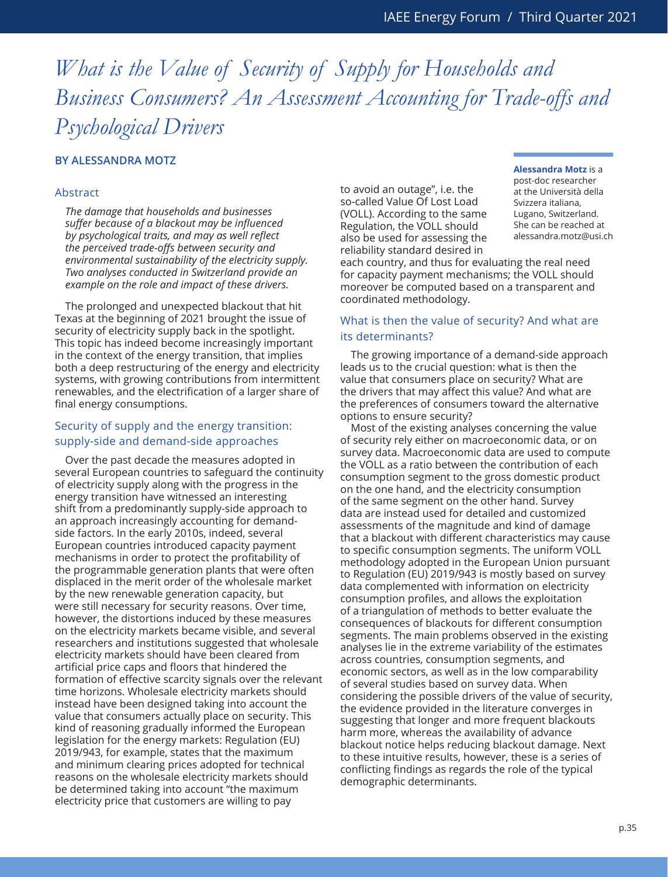# *What is the Value of Security of Supply for Households and Business Consumers? An Assessment Accounting for Trade-offs and Psychological Drivers*

**BY ALESSANDRA MOTZ**

**Alessandra Motz** is a post-doc researcher at the Università della Svizzera italiana, Lugano, Switzerland. She can be reached at alessandra.motz@usi.ch

## Abstract

*The damage that households and businesses suffer because of a blackout may be influenced by psychological traits, and may as well reflect the perceived trade-offs between security and environmental sustainability of the electricity supply. Two analyses conducted in Switzerland provide an example on the role and impact of these drivers.*

The prolonged and unexpected blackout that hit Texas at the beginning of 2021 brought the issue of security of electricity supply back in the spotlight. This topic has indeed become increasingly important in the context of the energy transition, that implies both a deep restructuring of the energy and electricity systems, with growing contributions from intermittent renewables, and the electrification of a larger share of final energy consumptions.

## Security of supply and the energy transition: supply-side and demand-side approaches

Over the past decade the measures adopted in several European countries to safeguard the continuity of electricity supply along with the progress in the energy transition have witnessed an interesting shift from a predominantly supply-side approach to an approach increasingly accounting for demand-side factors. In the early 2010s, indeed, several European countries introduced capacity payment mechanisms in order to protect the profitability of the programmable generation plants that were often displaced in the merit order of the wholesale market by the new renewable generation capacity, but were still necessary for security reasons. Over time, however, the distortions induced by these measures on the electricity markets became visible, and several researchers and institutions suggested that wholesale electricity markets should have been cleared from artificial price caps and floors that hindered the formation of effective scarcity signals over the relevant time horizons. Wholesale electricity markets should instead have been designed taking into account the value that consumers actually place on security. This kind of reasoning gradually informed the European legislation for the energy markets: Regulation (EU) 2019/943, for example, states that the maximum and minimum clearing prices adopted for technical reasons on the wholesale electricity markets should be determined taking into account "the maximum electricity price that customers are willing to pay to avoid an outage", i.e. the so-called Value Of Lost Load (VOLL). According to the same Regulation, the VOLL should also be used for assessing the reliability standard desired in each country, and thus for evaluating the real need for capacity payment mechanisms; the VOLL should moreover be computed based on a transparent and coordinated methodology.

## What is then the value of security? And what are its determinants?

The growing importance of a demand-side approach leads us to the crucial question: what is then the value that consumers place on security? What are the drivers that may affect this value? And what are the preferences of consumers toward the alternative options to ensure security?

Most of the existing analyses concerning the value of security rely either on macroeconomic data, or on survey data. Macroeconomic data are used to compute the VOLL as a ratio between the contribution of each consumption segment to the gross domestic product on the one hand, and the electricity consumption of the same segment on the other hand. Survey data are instead used for detailed and customized assessments of the magnitude and kind of damage that a blackout with different characteristics may cause to specific consumption segments. The uniform VOLL methodology adopted in the European Union pursuant to Regulation (EU) 2019/943 is mostly based on survey data complemented with information on electricity consumption profiles, and allows the exploitation of a triangulation of methods to better evaluate the consequences of blackouts for different consumption segments. The main problems observed in the existing analyses lie in the extreme variability of the estimates across countries, consumption segments, and economic sectors, as well as in the low comparability of several studies based on survey data. When considering the possible drivers of the value of security, the evidence provided in the literature converges in suggesting that longer and more frequent blackouts harm more, whereas the availability of advance blackout notice helps reducing blackout damage. Next to these intuitive results, however, these is a series of conflicting findings as regards the role of the typical demographic determinants.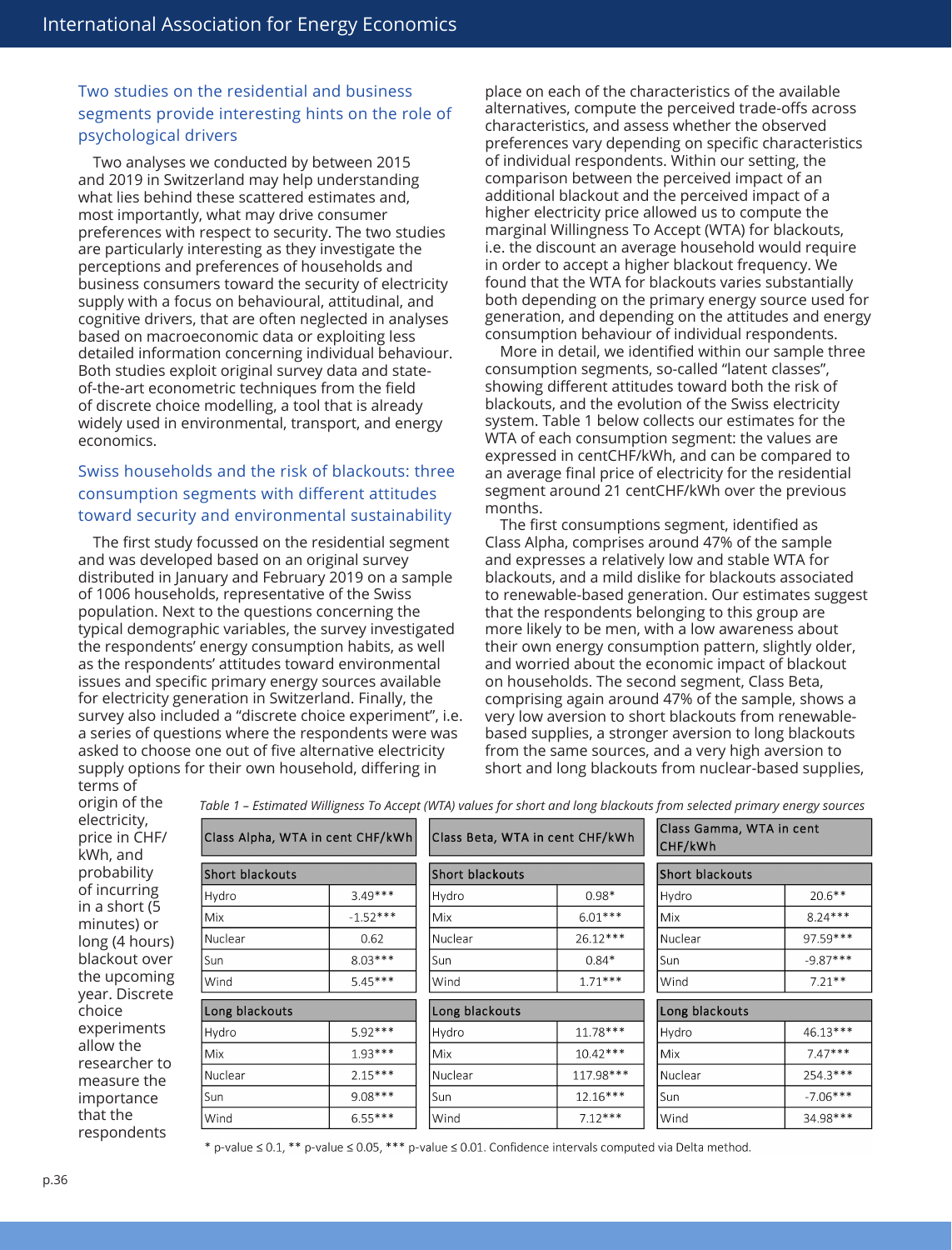### Two studies on the residential and business segments provide interesting hints on the role of psychological drivers

Two analyses we conducted by between 2015 and 2019 in Switzerland may help understanding what lies behind these scattered estimates and, most importantly, what may drive consumer preferences with respect to security. The two studies are particularly interesting as they investigate the perceptions and preferences of households and business consumers toward the security of electricity supply with a focus on behavioural, attitudinal, and cognitive drivers, that are often neglected in analyses based on macroeconomic data or exploiting less detailed information concerning individual behaviour. Both studies exploit original survey data and state-of-the-art econometric techniques from the field of discrete choice modelling, a tool that is already widely used in environmental, transport, and energy economics.

### Swiss households and the risk of blackouts: three consumption segments with different attitudes toward security and environmental sustainability

The first study focussed on the residential segment and was developed based on an original survey distributed in January and February 2019 on a sample of 1006 households, representative of the Swiss population. Next to the questions concerning the typical demographic variables, the survey investigated the respondents' energy consumption habits, as well as the respondents' attitudes toward environmental issues and specific primary energy sources available for electricity generation in Switzerland. Finally, the survey also included a "discrete choice experiment", i.e. a series of questions where the respondents were was asked to choose one out of five alternative electricity supply options for their own household, differing in terms of origin of the electricity, price in CHF/kWh, and probability of incurring in a short (5 minutes) or long (4 hours) blackout over the upcoming year. Discrete choice experiments allow the researcher to measure the importance that the respondents place on each of the characteristics of the available alternatives, compute the perceived trade-offs across characteristics, and assess whether the observed preferences vary depending on specific characteristics of individual respondents. Within our setting, the comparison between the perceived impact of an additional blackout and the perceived impact of a higher electricity price allowed us to compute the marginal Willingness To Accept (WTA) for blackouts, i.e. the discount an average household would require in order to accept a higher blackout frequency. We found that the WTA for blackouts varies substantially both depending on the primary energy source used for generation, and depending on the attitudes and energy consumption behaviour of individual respondents.

More in detail, we identified within our sample three consumption segments, so-called "latent classes", showing different attitudes toward both the risk of blackouts, and the evolution of the Swiss electricity system. Table 1 below collects our estimates for the WTA of each consumption segment: the values are expressed in centCHF/kWh, and can be compared to an average final price of electricity for the residential segment around 21 centCHF/kWh over the previous months.

The first consumptions segment, identified as Class Alpha, comprises around 47% of the sample and expresses a relatively low and stable WTA for blackouts, and a mild dislike for blackouts associated to renewable-based generation. Our estimates suggest that the respondents belonging to this group are more likely to be men, with a low awareness about their own energy consumption pattern, slightly older, and worried about the economic impact of blackout on households. The second segment, Class Beta, comprising again around 47% of the sample, shows a very low aversion to short blackouts from renewable-based supplies, a stronger aversion to long blackouts from the same sources, and a very high aversion to short and long blackouts from nuclear-based supplies,

*Table 1 – Estimated Willingness To Accept (WTA) values for short and long blackouts from selected primary energy sources*

| Class Alpha, WTA in cent CHF/kWh | | Class Beta, WTA in cent CHF/kWh | | Class Gamma, WTA in cent CHF/kWh | |
|---|---|---|---|---|---|
| **Short blackouts** | | **Short blackouts** | | **Short blackouts** | |
| Hydro | 3.49*** | Hydro | 0.98* | Hydro | 20.6** |
| Mix | -1.52*** | Mix | 6.01*** | Mix | 8.24*** |
| Nuclear | 0.62 | Nuclear | 26.12*** | Nuclear | 97.59*** |
| Sun | 8.03*** | Sun | 0.84* | Sun | -9.87*** |
| Wind | 5.45*** | Wind | 1.71*** | Wind | 7.21** |
| **Long blackouts** | | **Long blackouts** | | **Long blackouts** | |
| Hydro | 5.92*** | Hydro | 11.78*** | Hydro | 46.13*** |
| Mix | 1.93*** | Mix | 10.42*** | Mix | 7.47*** |
| Nuclear | 2.15*** | Nuclear | 117.98*** | Nuclear | 254.3*** |
| Sun | 9.08*** | Sun | 12.16*** | Sun | -7.06*** |
| Wind | 6.55*** | Wind | 7.12*** | Wind | 34.98*** |

\* p-value ≤ 0.1, ** p-value ≤ 0.05, *** p-value ≤ 0.01. Confidence intervals computed via Delta method.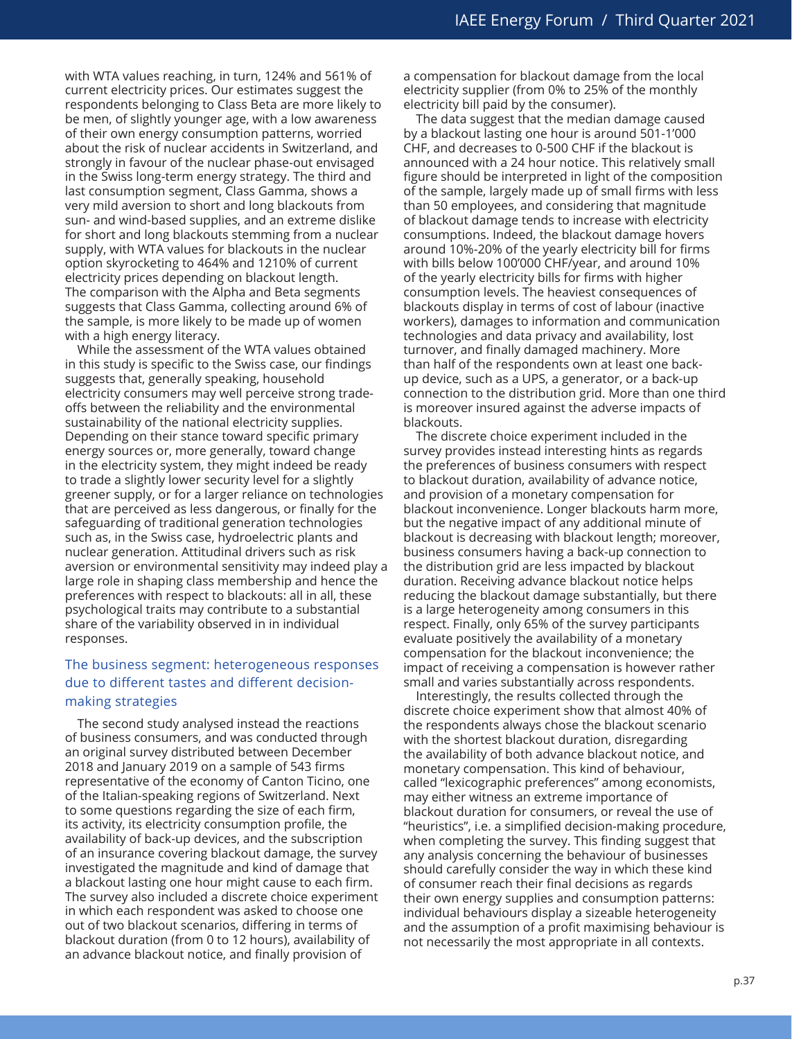with WTA values reaching, in turn, 124% and 561% of current electricity prices. Our estimates suggest the respondents belonging to Class Beta are more likely to be men, of slightly younger age, with a low awareness of their own energy consumption patterns, worried about the risk of nuclear accidents in Switzerland, and strongly in favour of the nuclear phase-out envisaged in the Swiss long-term energy strategy. The third and last consumption segment, Class Gamma, shows a very mild aversion to short and long blackouts from sun- and wind-based supplies, and an extreme dislike for short and long blackouts stemming from a nuclear supply, with WTA values for blackouts in the nuclear option skyrocketing to 464% and 1210% of current electricity prices depending on blackout length. The comparison with the Alpha and Beta segments suggests that Class Gamma, collecting around 6% of the sample, is more likely to be made up of women with a high energy literacy.

While the assessment of the WTA values obtained in this study is specific to the Swiss case, our findings suggests that, generally speaking, household electricity consumers may well perceive strong trade-offs between the reliability and the environmental sustainability of the national electricity supplies. Depending on their stance toward specific primary energy sources or, more generally, toward change in the electricity system, they might indeed be ready to trade a slightly lower security level for a slightly greener supply, or for a larger reliance on technologies that are perceived as less dangerous, or finally for the safeguarding of traditional generation technologies such as, in the Swiss case, hydroelectric plants and nuclear generation. Attitudinal drivers such as risk aversion or environmental sensitivity may indeed play a large role in shaping class membership and hence the preferences with respect to blackouts: all in all, these psychological traits may contribute to a substantial share of the variability observed in in individual responses.

## The business segment: heterogeneous responses due to different tastes and different decision-making strategies

The second study analysed instead the reactions of business consumers, and was conducted through an original survey distributed between December 2018 and January 2019 on a sample of 543 firms representative of the economy of Canton Ticino, one of the Italian-speaking regions of Switzerland. Next to some questions regarding the size of each firm, its activity, its electricity consumption profile, the availability of back-up devices, and the subscription of an insurance covering blackout damage, the survey investigated the magnitude and kind of damage that a blackout lasting one hour might cause to each firm. The survey also included a discrete choice experiment in which each respondent was asked to choose one out of two blackout scenarios, differing in terms of blackout duration (from 0 to 12 hours), availability of an advance blackout notice, and finally provision of a compensation for blackout damage from the local electricity supplier (from 0% to 25% of the monthly electricity bill paid by the consumer).

The data suggest that the median damage caused by a blackout lasting one hour is around 501-1'000 CHF, and decreases to 0-500 CHF if the blackout is announced with a 24 hour notice. This relatively small figure should be interpreted in light of the composition of the sample, largely made up of small firms with less than 50 employees, and considering that magnitude of blackout damage tends to increase with electricity consumptions. Indeed, the blackout damage hovers around 10%-20% of the yearly electricity bill for firms with bills below 100'000 CHF/year, and around 10% of the yearly electricity bills for firms with higher consumption levels. The heaviest consequences of blackouts display in terms of cost of labour (inactive workers), damages to information and communication technologies and data privacy and availability, lost turnover, and finally damaged machinery. More than half of the respondents own at least one back-up device, such as a UPS, a generator, or a back-up connection to the distribution grid. More than one third is moreover insured against the adverse impacts of blackouts.

The discrete choice experiment included in the survey provides instead interesting hints as regards the preferences of business consumers with respect to blackout duration, availability of advance notice, and provision of a monetary compensation for blackout inconvenience. Longer blackouts harm more, but the negative impact of any additional minute of blackout is decreasing with blackout length; moreover, business consumers having a back-up connection to the distribution grid are less impacted by blackout duration. Receiving advance blackout notice helps reducing the blackout damage substantially, but there is a large heterogeneity among consumers in this respect. Finally, only 65% of the survey participants evaluate positively the availability of a monetary compensation for the blackout inconvenience; the impact of receiving a compensation is however rather small and varies substantially across respondents.

Interestingly, the results collected through the discrete choice experiment show that almost 40% of the respondents always chose the blackout scenario with the shortest blackout duration, disregarding the availability of both advance blackout notice, and monetary compensation. This kind of behaviour, called "lexicographic preferences" among economists, may either witness an extreme importance of blackout duration for consumers, or reveal the use of "heuristics", i.e. a simplified decision-making procedure, when completing the survey. This finding suggest that any analysis concerning the behaviour of businesses should carefully consider the way in which these kind of consumer reach their final decisions as regards their own energy supplies and consumption patterns: individual behaviours display a sizeable heterogeneity and the assumption of a profit maximising behaviour is not necessarily the most appropriate in all contexts.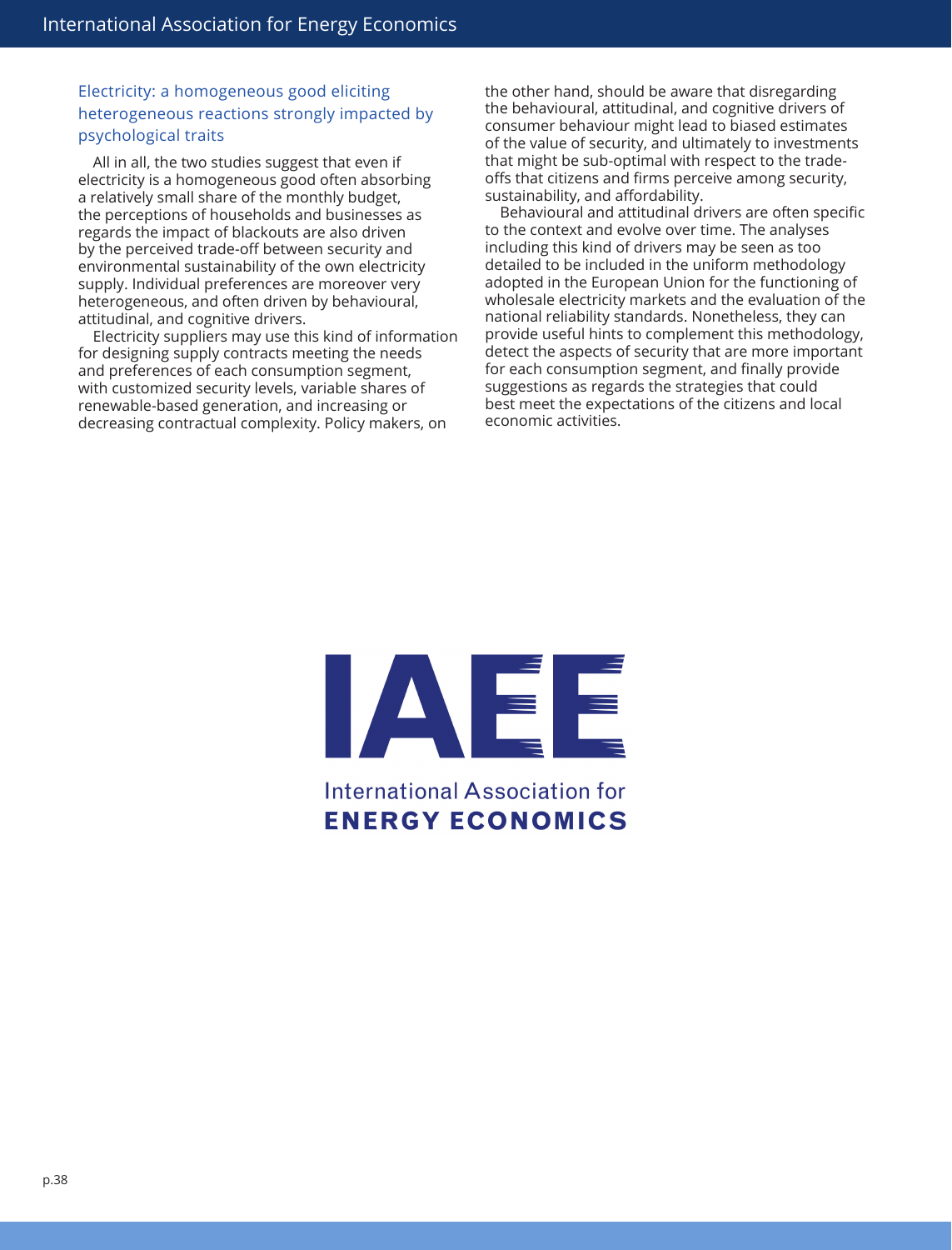## Electricity: a homogeneous good eliciting heterogeneous reactions strongly impacted by psychological traits

All in all, the two studies suggest that even if electricity is a homogeneous good often absorbing a relatively small share of the monthly budget, the perceptions of households and businesses as regards the impact of blackouts are also driven by the perceived trade-off between security and environmental sustainability of the own electricity supply. Individual preferences are moreover very heterogeneous, and often driven by behavioural, attitudinal, and cognitive drivers.

Electricity suppliers may use this kind of information for designing supply contracts meeting the needs and preferences of each consumption segment, with customized security levels, variable shares of renewable-based generation, and increasing or decreasing contractual complexity. Policy makers, on the other hand, should be aware that disregarding the behavioural, attitudinal, and cognitive drivers of consumer behaviour might lead to biased estimates of the value of security, and ultimately to investments that might be sub-optimal with respect to the trade-offs that citizens and firms perceive among security, sustainability, and affordability.

Behavioural and attitudinal drivers are often specific to the context and evolve over time. The analyses including this kind of drivers may be seen as too detailed to be included in the uniform methodology adopted in the European Union for the functioning of wholesale electricity markets and the evaluation of the national reliability standards. Nonetheless, they can provide useful hints to complement this methodology, detect the aspects of security that are more important for each consumption segment, and finally provide suggestions as regards the strategies that could best meet the expectations of the citizens and local economic activities.

IAEE

International Association for
**ENERGY ECONOMICS**